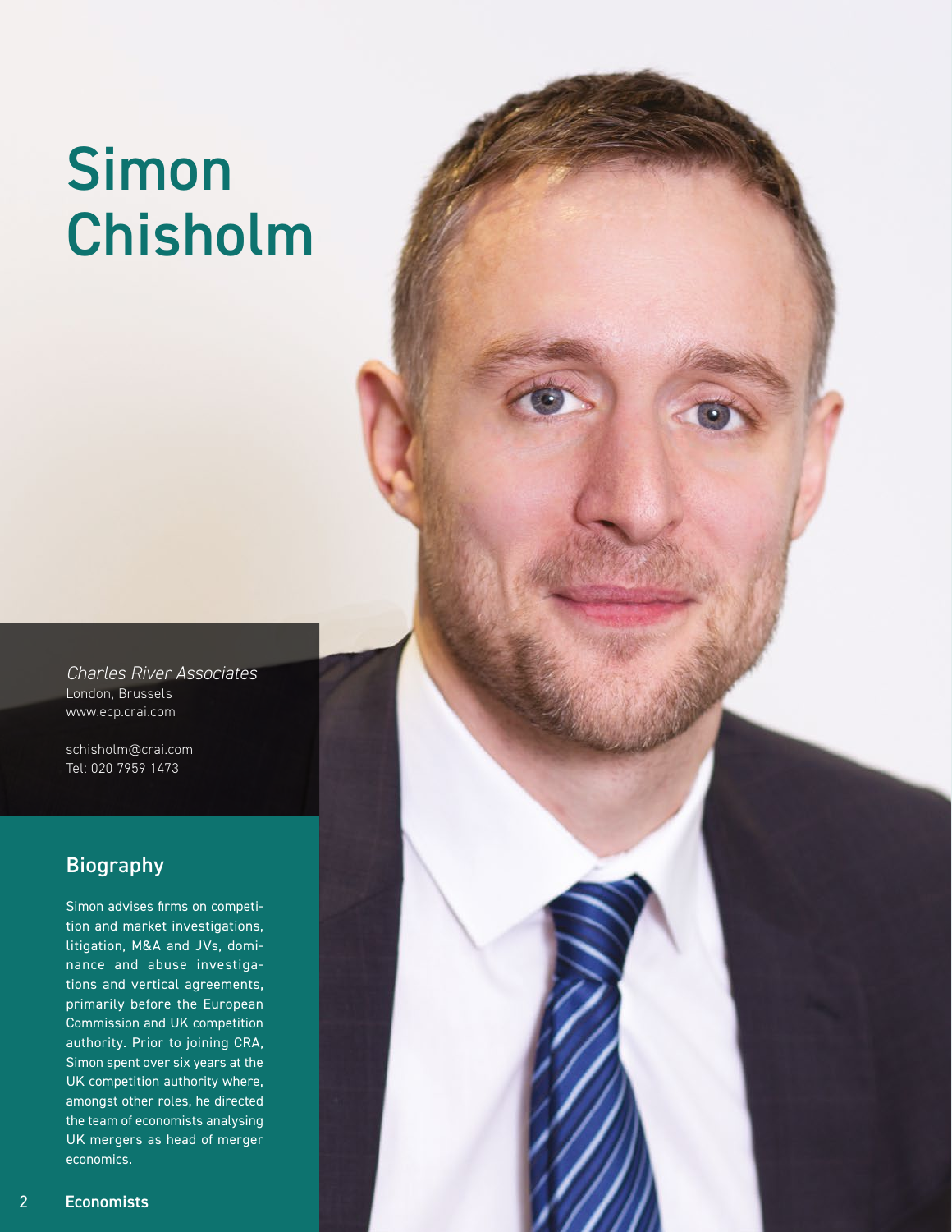# Simon Chisholm

*Charles River Associates*
London, Brussels
www.ecp.crai.com

schisholm@crai.com
Tel: 020 7959 1473

## Biography

Simon advises firms on competition and market investigations, litigation, M&A and JVs, dominance and abuse investigations and vertical agreements, primarily before the European Commission and UK competition authority. Prior to joining CRA, Simon spent over six years at the UK competition authority where, amongst other roles, he directed the team of economists analysing UK mergers as head of merger economics.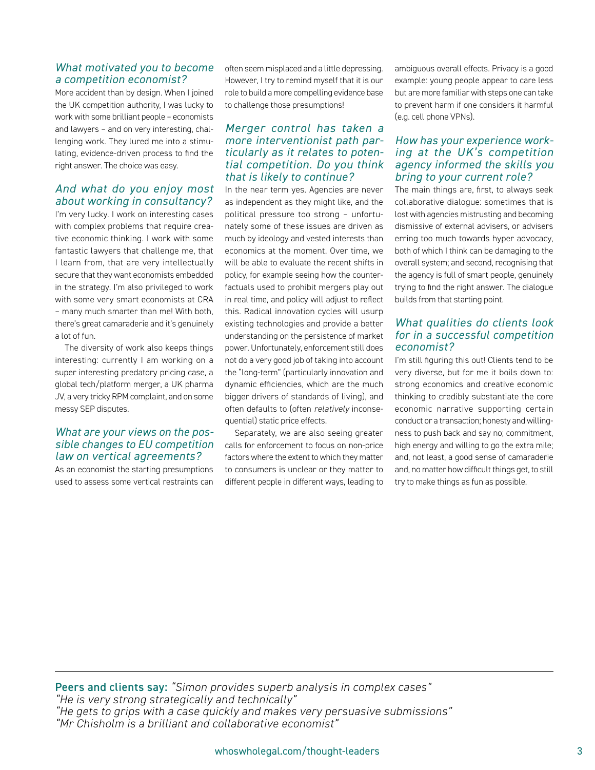## *What motivated you to become a competition economist?*

More accident than by design. When I joined the UK competition authority, I was lucky to work with some brilliant people – economists and lawyers – and on very interesting, challenging work. They lured me into a stimulating, evidence-driven process to find the right answer. The choice was easy.

## *And what do you enjoy most about working in consultancy?*

I'm very lucky. I work on interesting cases with complex problems that require creative economic thinking. I work with some fantastic lawyers that challenge me, that I learn from, that are very intellectually secure that they want economists embedded in the strategy. I'm also privileged to work with some very smart economists at CRA – many much smarter than me! With both, there's great camaraderie and it's genuinely a lot of fun.

The diversity of work also keeps things interesting: currently I am working on a super interesting predatory pricing case, a global tech/platform merger, a UK pharma JV, a very tricky RPM complaint, and on some messy SEP disputes.

## *What are your views on the possible changes to EU competition law on vertical agreements?*

As an economist the starting presumptions used to assess some vertical restraints can often seem misplaced and a little depressing. However, I try to remind myself that it is our role to build a more compelling evidence base to challenge those presumptions!

## *Merger control has taken a more interventionist path particularly as it relates to potential competition. Do you think that is likely to continue?*

In the near term yes. Agencies are never as independent as they might like, and the political pressure too strong – unfortunately some of these issues are driven as much by ideology and vested interests than economics at the moment. Over time, we will be able to evaluate the recent shifts in policy, for example seeing how the counterfactuals used to prohibit mergers play out in real time, and policy will adjust to reflect this. Radical innovation cycles will usurp existing technologies and provide a better understanding on the persistence of market power. Unfortunately, enforcement still does not do a very good job of taking into account the "long-term" (particularly innovation and dynamic efficiencies, which are the much bigger drivers of standards of living), and often defaults to (often *relatively* inconsequential) static price effects.

Separately, we are also seeing greater calls for enforcement to focus on non-price factors where the extent to which they matter to consumers is unclear or they matter to different people in different ways, leading to ambiguous overall effects. Privacy is a good example: young people appear to care less but are more familiar with steps one can take to prevent harm if one considers it harmful (e.g. cell phone VPNs).

## *How has your experience working at the UK's competition agency informed the skills you bring to your current role?*

The main things are, first, to always seek collaborative dialogue: sometimes that is lost with agencies mistrusting and becoming dismissive of external advisers, or advisers erring too much towards hyper advocacy, both of which I think can be damaging to the overall system; and second, recognising that the agency is full of smart people, genuinely trying to find the right answer. The dialogue builds from that starting point.

## *What qualities do clients look for in a successful competition economist?*

I'm still figuring this out! Clients tend to be very diverse, but for me it boils down to: strong economics and creative economic thinking to credibly substantiate the core economic narrative supporting certain conduct or a transaction; honesty and willingness to push back and say no; commitment, high energy and willing to go the extra mile; and, not least, a good sense of camaraderie and, no matter how difficult things get, to still try to make things as fun as possible.

---

**Peers and clients say:** *"Simon provides superb analysis in complex cases"*
*"He is very strong strategically and technically"*
*"He gets to grips with a case quickly and makes very persuasive submissions"*
*"Mr Chisholm is a brilliant and collaborative economist"*